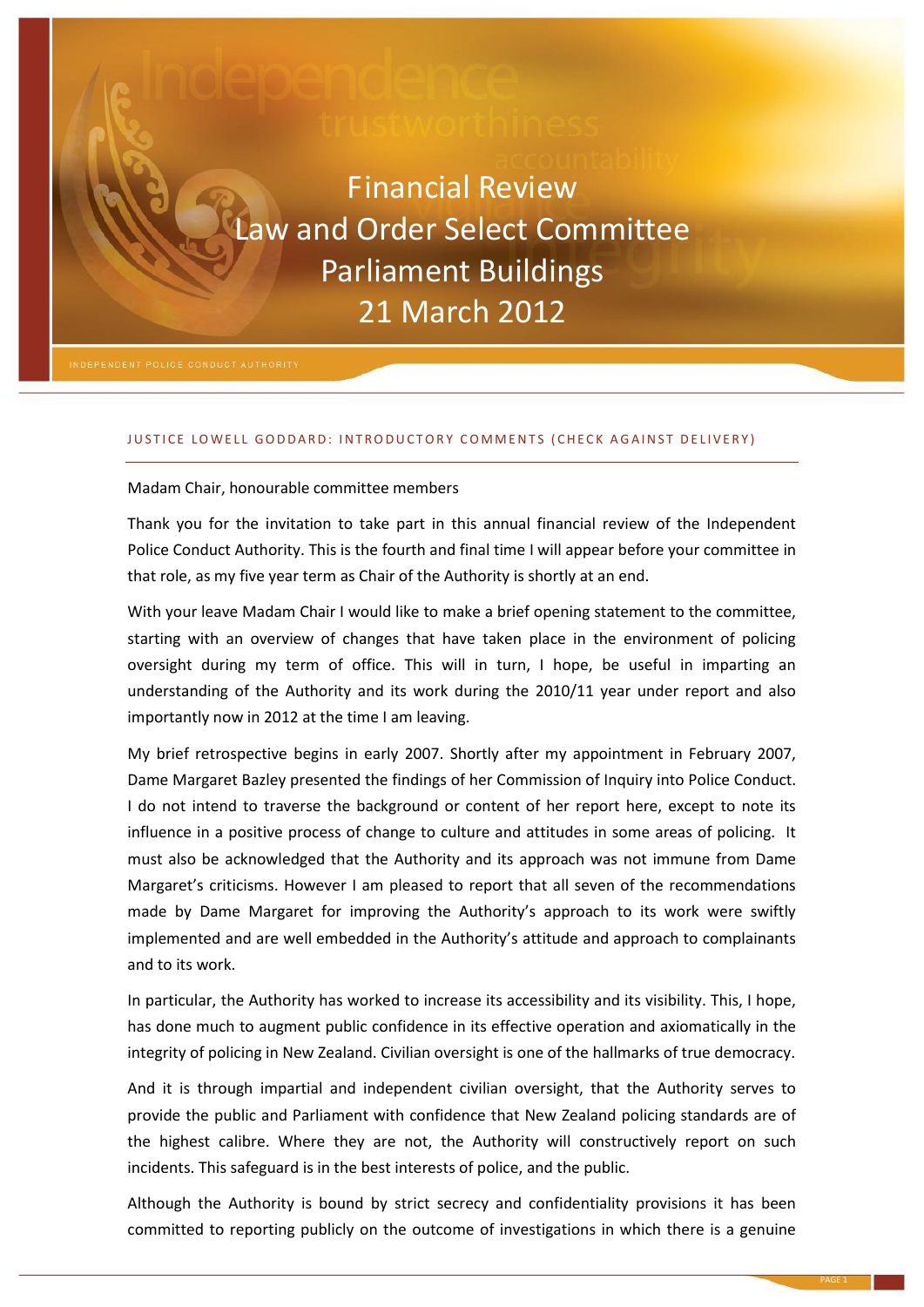# Financial Review
# Law and Order Select Committee
# Parliament Buildings
# 21 March 2012

INDEPENDENT POLICE CONDUCT AUTHORITY

## JUSTICE LOWELL GODDARD: INTRODUCTORY COMMENTS (CHECK AGAINST DELIVERY)

Madam Chair, honourable committee members

Thank you for the invitation to take part in this annual financial review of the Independent Police Conduct Authority. This is the fourth and final time I will appear before your committee in that role, as my five year term as Chair of the Authority is shortly at an end.

With your leave Madam Chair I would like to make a brief opening statement to the committee, starting with an overview of changes that have taken place in the environment of policing oversight during my term of office. This will in turn, I hope, be useful in imparting an understanding of the Authority and its work during the 2010/11 year under report and also importantly now in 2012 at the time I am leaving.

My brief retrospective begins in early 2007. Shortly after my appointment in February 2007, Dame Margaret Bazley presented the findings of her Commission of Inquiry into Police Conduct. I do not intend to traverse the background or content of her report here, except to note its influence in a positive process of change to culture and attitudes in some areas of policing. It must also be acknowledged that the Authority and its approach was not immune from Dame Margaret's criticisms. However I am pleased to report that all seven of the recommendations made by Dame Margaret for improving the Authority's approach to its work were swiftly implemented and are well embedded in the Authority's attitude and approach to complainants and to its work.

In particular, the Authority has worked to increase its accessibility and its visibility. This, I hope, has done much to augment public confidence in its effective operation and axiomatically in the integrity of policing in New Zealand. Civilian oversight is one of the hallmarks of true democracy.

And it is through impartial and independent civilian oversight, that the Authority serves to provide the public and Parliament with confidence that New Zealand policing standards are of the highest calibre. Where they are not, the Authority will constructively report on such incidents. This safeguard is in the best interests of police, and the public.

Although the Authority is bound by strict secrecy and confidentiality provisions it has been committed to reporting publicly on the outcome of investigations in which there is a genuine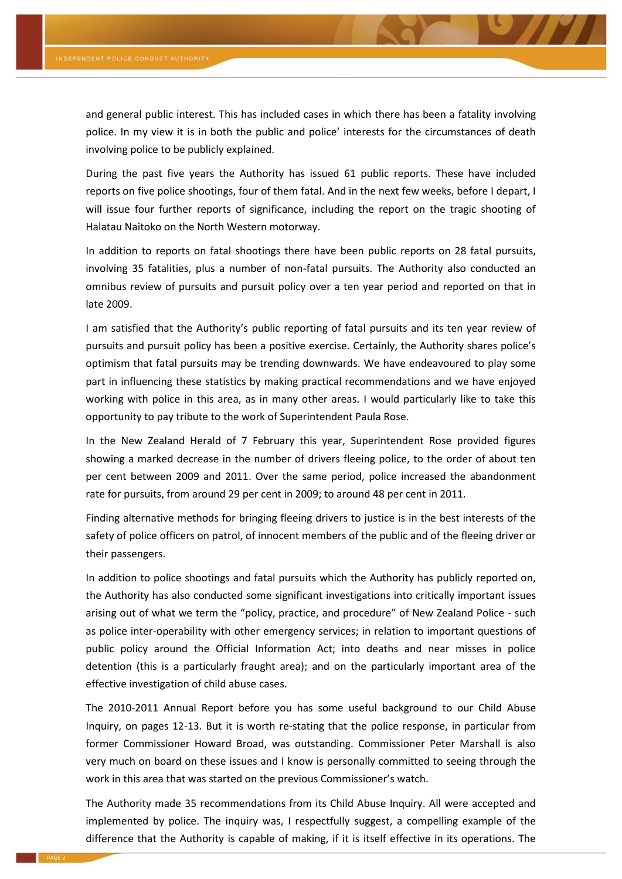and general public interest. This has included cases in which there has been a fatality involving police. In my view it is in both the public and police' interests for the circumstances of death involving police to be publicly explained.

During the past five years the Authority has issued 61 public reports. These have included reports on five police shootings, four of them fatal. And in the next few weeks, before I depart, I will issue four further reports of significance, including the report on the tragic shooting of Halatau Naitoko on the North Western motorway.

In addition to reports on fatal shootings there have been public reports on 28 fatal pursuits, involving 35 fatalities, plus a number of non-fatal pursuits. The Authority also conducted an omnibus review of pursuits and pursuit policy over a ten year period and reported on that in late 2009.

I am satisfied that the Authority's public reporting of fatal pursuits and its ten year review of pursuits and pursuit policy has been a positive exercise. Certainly, the Authority shares police's optimism that fatal pursuits may be trending downwards. We have endeavoured to play some part in influencing these statistics by making practical recommendations and we have enjoyed working with police in this area, as in many other areas. I would particularly like to take this opportunity to pay tribute to the work of Superintendent Paula Rose.

In the New Zealand Herald of 7 February this year, Superintendent Rose provided figures showing a marked decrease in the number of drivers fleeing police, to the order of about ten per cent between 2009 and 2011. Over the same period, police increased the abandonment rate for pursuits, from around 29 per cent in 2009; to around 48 per cent in 2011.

Finding alternative methods for bringing fleeing drivers to justice is in the best interests of the safety of police officers on patrol, of innocent members of the public and of the fleeing driver or their passengers.

In addition to police shootings and fatal pursuits which the Authority has publicly reported on, the Authority has also conducted some significant investigations into critically important issues arising out of what we term the "policy, practice, and procedure" of New Zealand Police - such as police inter-operability with other emergency services; in relation to important questions of public policy around the Official Information Act; into deaths and near misses in police detention (this is a particularly fraught area); and on the particularly important area of the effective investigation of child abuse cases.

The 2010-2011 Annual Report before you has some useful background to our Child Abuse Inquiry, on pages 12-13. But it is worth re-stating that the police response, in particular from former Commissioner Howard Broad, was outstanding. Commissioner Peter Marshall is also very much on board on these issues and I know is personally committed to seeing through the work in this area that was started on the previous Commissioner's watch.

The Authority made 35 recommendations from its Child Abuse Inquiry. All were accepted and implemented by police. The inquiry was, I respectfully suggest, a compelling example of the difference that the Authority is capable of making, if it is itself effective in its operations. The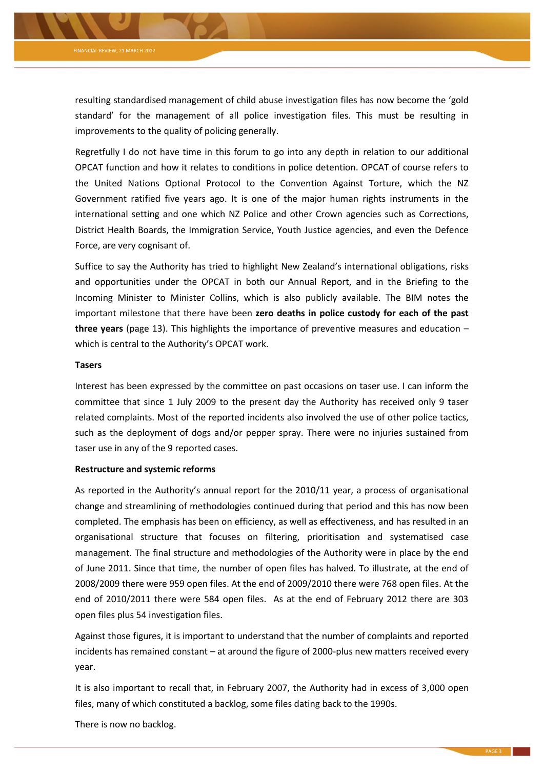resulting standardised management of child abuse investigation files has now become the 'gold standard' for the management of all police investigation files. This must be resulting in improvements to the quality of policing generally.

Regretfully I do not have time in this forum to go into any depth in relation to our additional OPCAT function and how it relates to conditions in police detention. OPCAT of course refers to the United Nations Optional Protocol to the Convention Against Torture, which the NZ Government ratified five years ago. It is one of the major human rights instruments in the international setting and one which NZ Police and other Crown agencies such as Corrections, District Health Boards, the Immigration Service, Youth Justice agencies, and even the Defence Force, are very cognisant of.

Suffice to say the Authority has tried to highlight New Zealand's international obligations, risks and opportunities under the OPCAT in both our Annual Report, and in the Briefing to the Incoming Minister to Minister Collins, which is also publicly available. The BIM notes the important milestone that there have been **zero deaths in police custody for each of the past three years** (page 13). This highlights the importance of preventive measures and education – which is central to the Authority's OPCAT work.

**Tasers**

Interest has been expressed by the committee on past occasions on taser use. I can inform the committee that since 1 July 2009 to the present day the Authority has received only 9 taser related complaints. Most of the reported incidents also involved the use of other police tactics, such as the deployment of dogs and/or pepper spray. There were no injuries sustained from taser use in any of the 9 reported cases.

**Restructure and systemic reforms**

As reported in the Authority's annual report for the 2010/11 year, a process of organisational change and streamlining of methodologies continued during that period and this has now been completed. The emphasis has been on efficiency, as well as effectiveness, and has resulted in an organisational structure that focuses on filtering, prioritisation and systematised case management. The final structure and methodologies of the Authority were in place by the end of June 2011. Since that time, the number of open files has halved. To illustrate, at the end of 2008/2009 there were 959 open files. At the end of 2009/2010 there were 768 open files. At the end of 2010/2011 there were 584 open files. As at the end of February 2012 there are 303 open files plus 54 investigation files.

Against those figures, it is important to understand that the number of complaints and reported incidents has remained constant – at around the figure of 2000-plus new matters received every year.

It is also important to recall that, in February 2007, the Authority had in excess of 3,000 open files, many of which constituted a backlog, some files dating back to the 1990s.

There is now no backlog.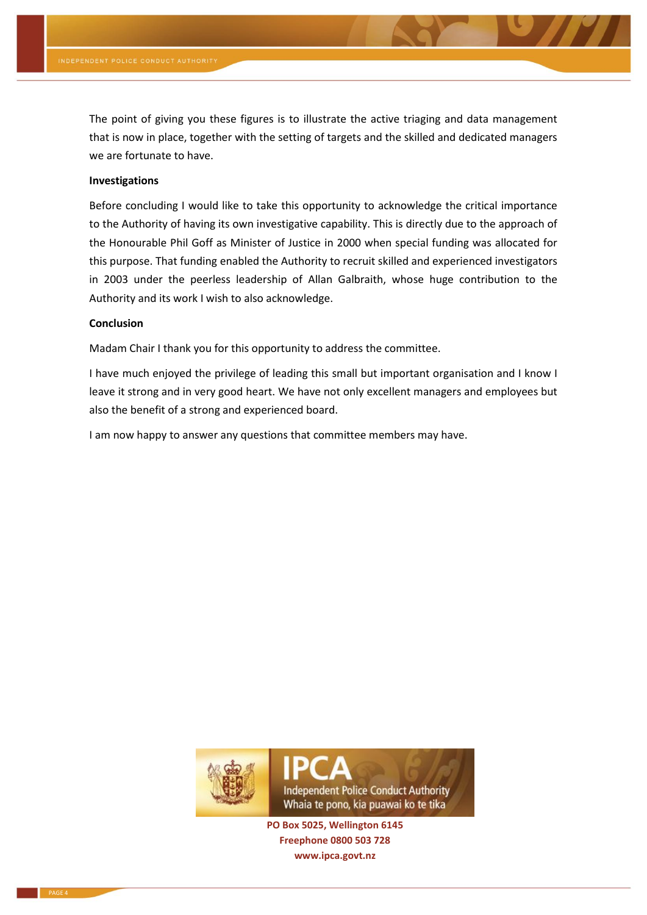The point of giving you these figures is to illustrate the active triaging and data management that is now in place, together with the setting of targets and the skilled and dedicated managers we are fortunate to have.

**Investigations**

Before concluding I would like to take this opportunity to acknowledge the critical importance to the Authority of having its own investigative capability. This is directly due to the approach of the Honourable Phil Goff as Minister of Justice in 2000 when special funding was allocated for this purpose. That funding enabled the Authority to recruit skilled and experienced investigators in 2003 under the peerless leadership of Allan Galbraith, whose huge contribution to the Authority and its work I wish to also acknowledge.

**Conclusion**

Madam Chair I thank you for this opportunity to address the committee.

I have much enjoyed the privilege of leading this small but important organisation and I know I leave it strong and in very good heart. We have not only excellent managers and employees but also the benefit of a strong and experienced board.

I am now happy to answer any questions that committee members may have.

IPCA
Independent Police Conduct Authority
Whaia te pono, kia puawai ko te tika

**PO Box 5025, Wellington 6145**
**Freephone 0800 503 728**
**www.ipca.govt.nz**